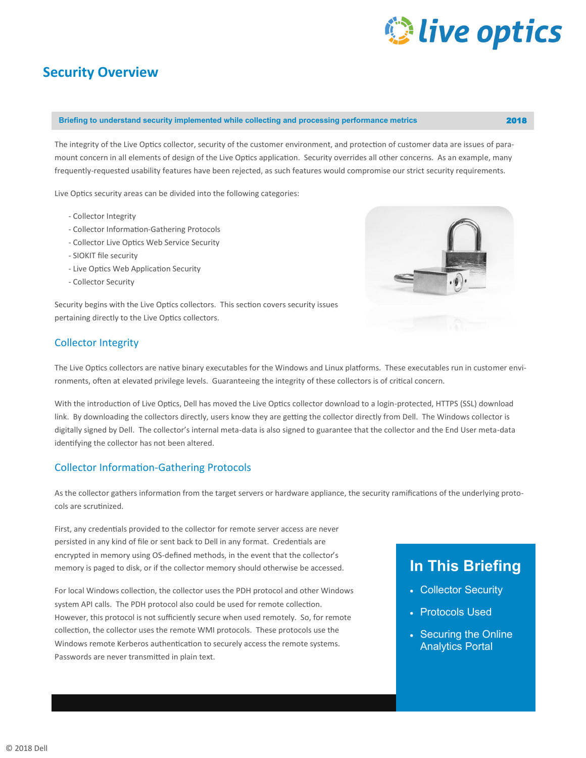# Security Overview

**Briefing to understand security implemented while collecting and processing performance metrics** **2018**

The integrity of the Live Optics collector, security of the customer environment, and protection of customer data are issues of paramount concern in all elements of design of the Live Optics application. Security overrides all other concerns. As an example, many frequently-requested usability features have been rejected, as such features would compromise our strict security requirements.

Live Optics security areas can be divided into the following categories:

- Collector Integrity
- Collector Information-Gathering Protocols
- Collector Live Optics Web Service Security
- SIOKIT file security
- Live Optics Web Application Security
- Collector Security

Security begins with the Live Optics collectors. This section covers security issues pertaining directly to the Live Optics collectors.

## Collector Integrity

The Live Optics collectors are native binary executables for the Windows and Linux platforms. These executables run in customer environments, often at elevated privilege levels. Guaranteeing the integrity of these collectors is of critical concern.

With the introduction of Live Optics, Dell has moved the Live Optics collector download to a login-protected, HTTPS (SSL) download link. By downloading the collectors directly, users know they are getting the collector directly from Dell. The Windows collector is digitally signed by Dell. The collector's internal meta-data is also signed to guarantee that the collector and the End User meta-data identifying the collector has not been altered.

## Collector Information-Gathering Protocols

As the collector gathers information from the target servers or hardware appliance, the security ramifications of the underlying protocols are scrutinized.

First, any credentials provided to the collector for remote server access are never persisted in any kind of file or sent back to Dell in any format. Credentials are encrypted in memory using OS-defined methods, in the event that the collector's memory is paged to disk, or if the collector memory should otherwise be accessed.

For local Windows collection, the collector uses the PDH protocol and other Windows system API calls. The PDH protocol also could be used for remote collection. However, this protocol is not sufficiently secure when used remotely. So, for remote collection, the collector uses the remote WMI protocols. These protocols use the Windows remote Kerberos authentication to securely access the remote systems. Passwords are never transmitted in plain text.

## In This Briefing

- Collector Security
- Protocols Used
- Securing the Online Analytics Portal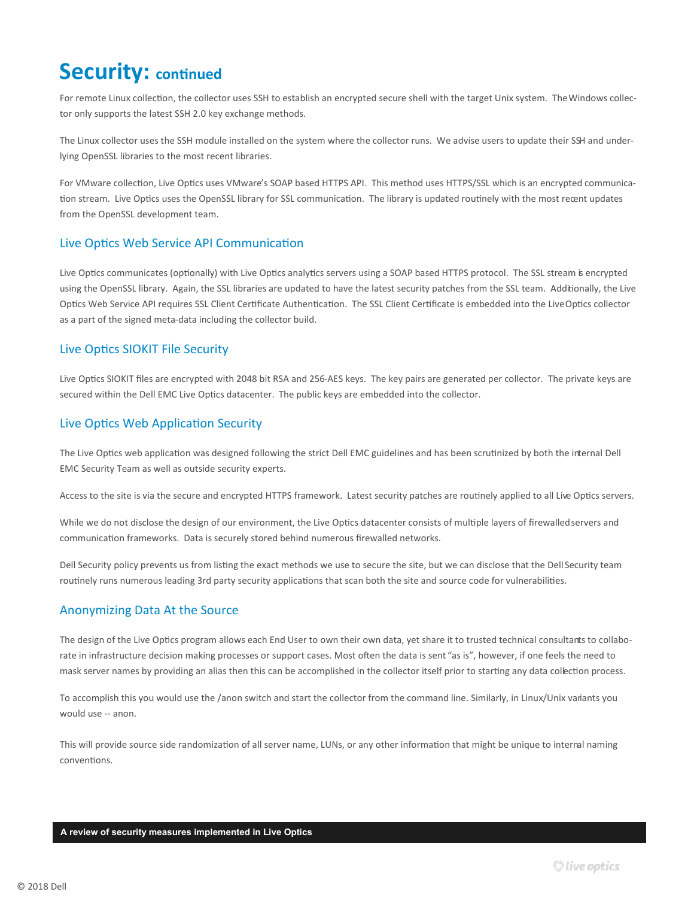# Security: continued

For remote Linux collection, the collector uses SSH to establish an encrypted secure shell with the target Unix system. The Windows collector only supports the latest SSH 2.0 key exchange methods.

The Linux collector uses the SSH module installed on the system where the collector runs. We advise users to update their SSH and underlying OpenSSL libraries to the most recent libraries.

For VMware collection, Live Optics uses VMware's SOAP based HTTPS API. This method uses HTTPS/SSL which is an encrypted communication stream. Live Optics uses the OpenSSL library for SSL communication. The library is updated routinely with the most recent updates from the OpenSSL development team.

## Live Optics Web Service API Communication

Live Optics communicates (optionally) with Live Optics analytics servers using a SOAP based HTTPS protocol. The SSL stream is encrypted using the OpenSSL library. Again, the SSL libraries are updated to have the latest security patches from the SSL team. Additionally, the Live Optics Web Service API requires SSL Client Certificate Authentication. The SSL Client Certificate is embedded into the Live Optics collector as a part of the signed meta-data including the collector build.

## Live Optics SIOKIT File Security

Live Optics SIOKIT files are encrypted with 2048 bit RSA and 256-AES keys. The key pairs are generated per collector. The private keys are secured within the Dell EMC Live Optics datacenter. The public keys are embedded into the collector.

## Live Optics Web Application Security

The Live Optics web application was designed following the strict Dell EMC guidelines and has been scrutinized by both the internal Dell EMC Security Team as well as outside security experts.

Access to the site is via the secure and encrypted HTTPS framework. Latest security patches are routinely applied to all Live Optics servers.

While we do not disclose the design of our environment, the Live Optics datacenter consists of multiple layers of firewalled servers and communication frameworks. Data is securely stored behind numerous firewalled networks.

Dell Security policy prevents us from listing the exact methods we use to secure the site, but we can disclose that the Dell Security team routinely runs numerous leading 3rd party security applications that scan both the site and source code for vulnerabilities.

## Anonymizing Data At the Source

The design of the Live Optics program allows each End User to own their own data, yet share it to trusted technical consultants to collaborate in infrastructure decision making processes or support cases. Most often the data is sent "as is", however, if one feels the need to mask server names by providing an alias then this can be accomplished in the collector itself prior to starting any data collection process.

To accomplish this you would use the /anon switch and start the collector from the command line. Similarly, in Linux/Unix variants you would use -- anon.

This will provide source side randomization of all server name, LUNs, or any other information that might be unique to internal naming conventions.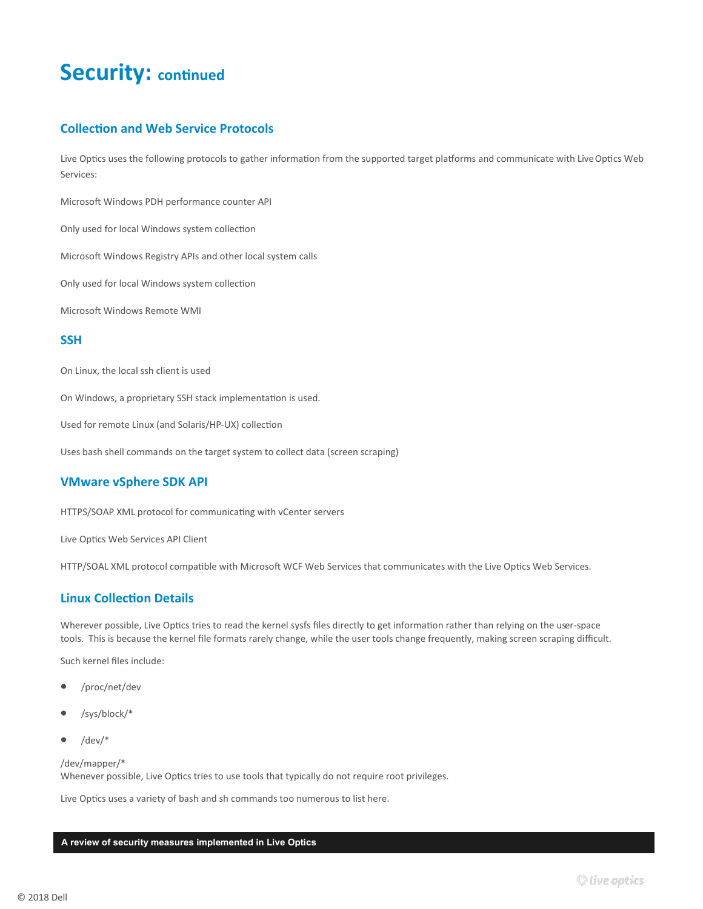# Security: continued

## Collection and Web Service Protocols

Live Optics uses the following protocols to gather information from the supported target platforms and communicate with Live Optics Web Services:

Microsoft Windows PDH performance counter API

Only used for local Windows system collection

Microsoft Windows Registry APIs and other local system calls

Only used for local Windows system collection

Microsoft Windows Remote WMI

## SSH

On Linux, the local ssh client is used

On Windows, a proprietary SSH stack implementation is used.

Used for remote Linux (and Solaris/HP-UX) collection

Uses bash shell commands on the target system to collect data (screen scraping)

## VMware vSphere SDK API

HTTPS/SOAP XML protocol for communicating with vCenter servers

Live Optics Web Services API Client

HTTP/SOAL XML protocol compatible with Microsoft WCF Web Services that communicates with the Live Optics Web Services.

## Linux Collection Details

Wherever possible, Live Optics tries to read the kernel sysfs files directly to get information rather than relying on the user-space tools. This is because the kernel file formats rarely change, while the user tools change frequently, making screen scraping difficult.

Such kernel files include:

- /proc/net/dev
- /sys/block/*
- /dev/*

/dev/mapper/*
Whenever possible, Live Optics tries to use tools that typically do not require root privileges.

Live Optics uses a variety of bash and sh commands too numerous to list here.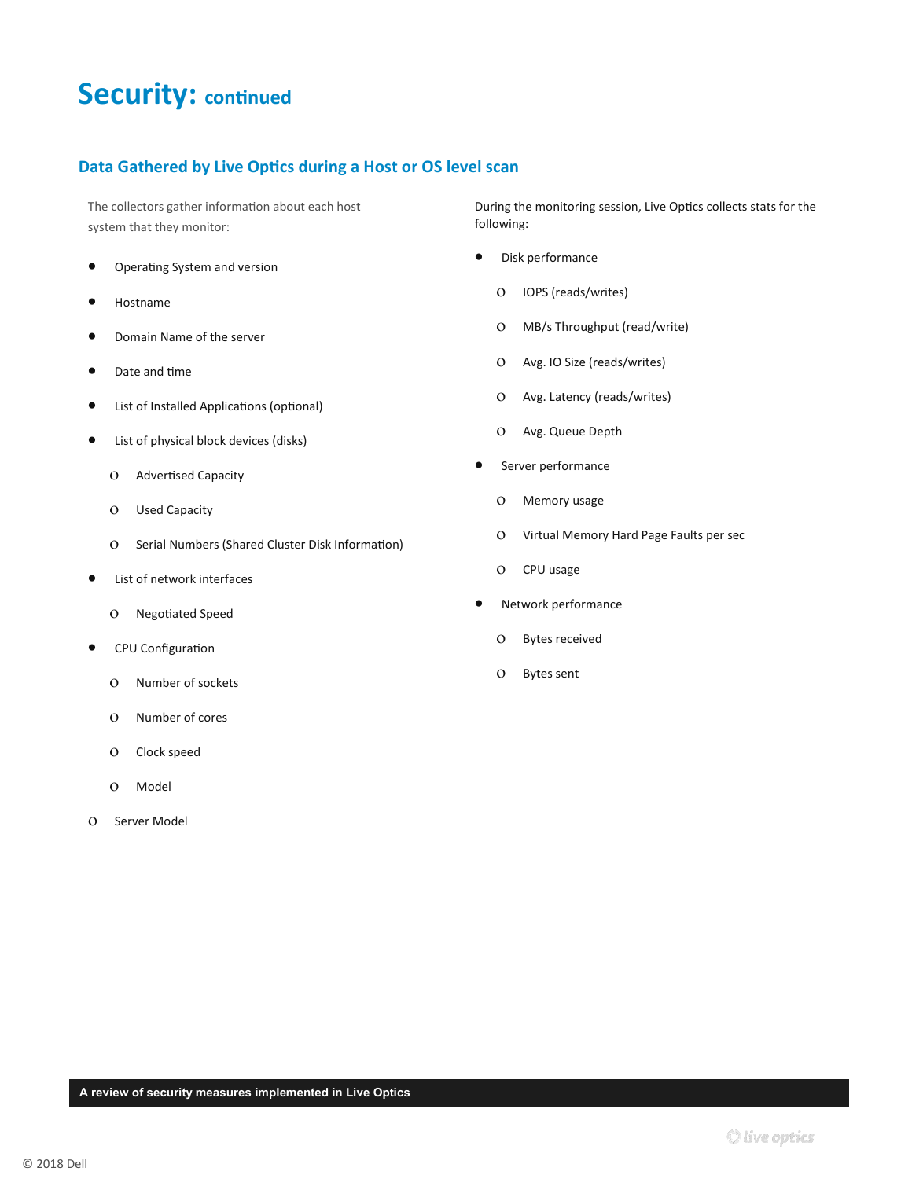# Security: continued

## Data Gathered by Live Optics during a Host or OS level scan

The collectors gather information about each host system that they monitor:

- Operating System and version
- Hostname
- Domain Name of the server
- Date and time
- List of Installed Applications (optional)
- List of physical block devices (disks)
  - Advertised Capacity
  - Used Capacity
  - Serial Numbers (Shared Cluster Disk Information)
- List of network interfaces
  - Negotiated Speed
- CPU Configuration
  - Number of sockets
  - Number of cores
  - Clock speed
  - Model
- Server Model

During the monitoring session, Live Optics collects stats for the following:

- Disk performance
  - IOPS (reads/writes)
  - MB/s Throughput (read/write)
  - Avg. IO Size (reads/writes)
  - Avg. Latency (reads/writes)
  - Avg. Queue Depth
- Server performance
  - Memory usage
  - Virtual Memory Hard Page Faults per sec
  - CPU usage
- Network performance
  - Bytes received
  - Bytes sent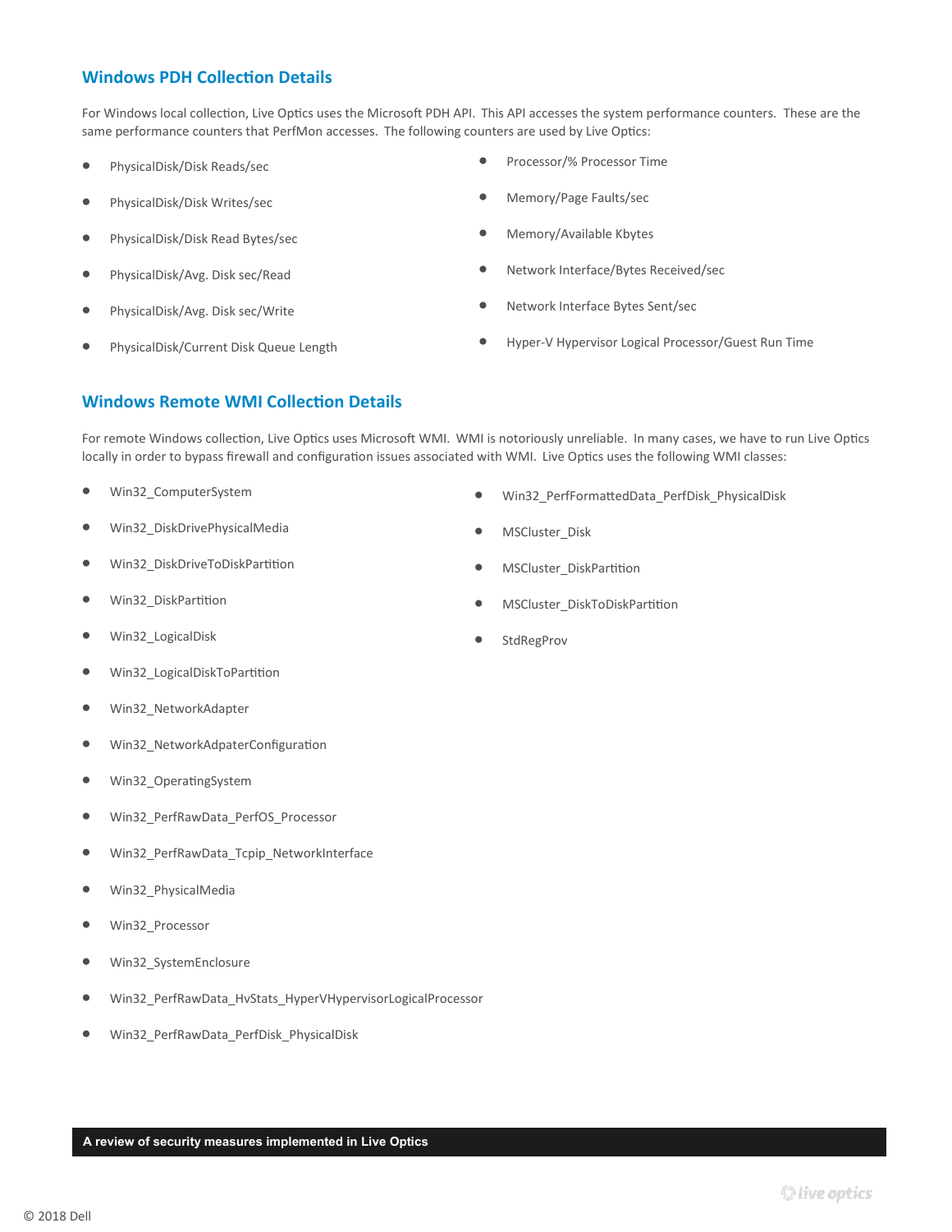## Windows PDH Collection Details

For Windows local collection, Live Optics uses the Microsoft PDH API. This API accesses the system performance counters. These are the same performance counters that PerfMon accesses. The following counters are used by Live Optics:

- PhysicalDisk/Disk Reads/sec
- PhysicalDisk/Disk Writes/sec
- PhysicalDisk/Disk Read Bytes/sec
- PhysicalDisk/Avg. Disk sec/Read
- PhysicalDisk/Avg. Disk sec/Write
- PhysicalDisk/Current Disk Queue Length
- Processor/% Processor Time
- Memory/Page Faults/sec
- Memory/Available Kbytes
- Network Interface/Bytes Received/sec
- Network Interface Bytes Sent/sec
- Hyper-V Hypervisor Logical Processor/Guest Run Time

## Windows Remote WMI Collection Details

For remote Windows collection, Live Optics uses Microsoft WMI. WMI is notoriously unreliable. In many cases, we have to run Live Optics locally in order to bypass firewall and configuration issues associated with WMI. Live Optics uses the following WMI classes:

- Win32_ComputerSystem
- Win32_DiskDrivePhysicalMedia
- Win32_DiskDriveToDiskPartition
- Win32_DiskPartition
- Win32_LogicalDisk
- Win32_LogicalDiskToPartition
- Win32_NetworkAdapter
- Win32_NetworkAdpaterConfiguration
- Win32_OperatingSystem
- Win32_PerfRawData_PerfOS_Processor
- Win32_PerfRawData_Tcpip_NetworkInterface
- Win32_PhysicalMedia
- Win32_Processor
- Win32_SystemEnclosure
- Win32_PerfRawData_HvStats_HyperVHypervisorLogicalProcessor
- Win32_PerfRawData_PerfDisk_PhysicalDisk
- Win32_PerfFormattedData_PerfDisk_PhysicalDisk
- MSCluster_Disk
- MSCluster_DiskPartition
- MSCluster_DiskToDiskPartition
- StdRegProv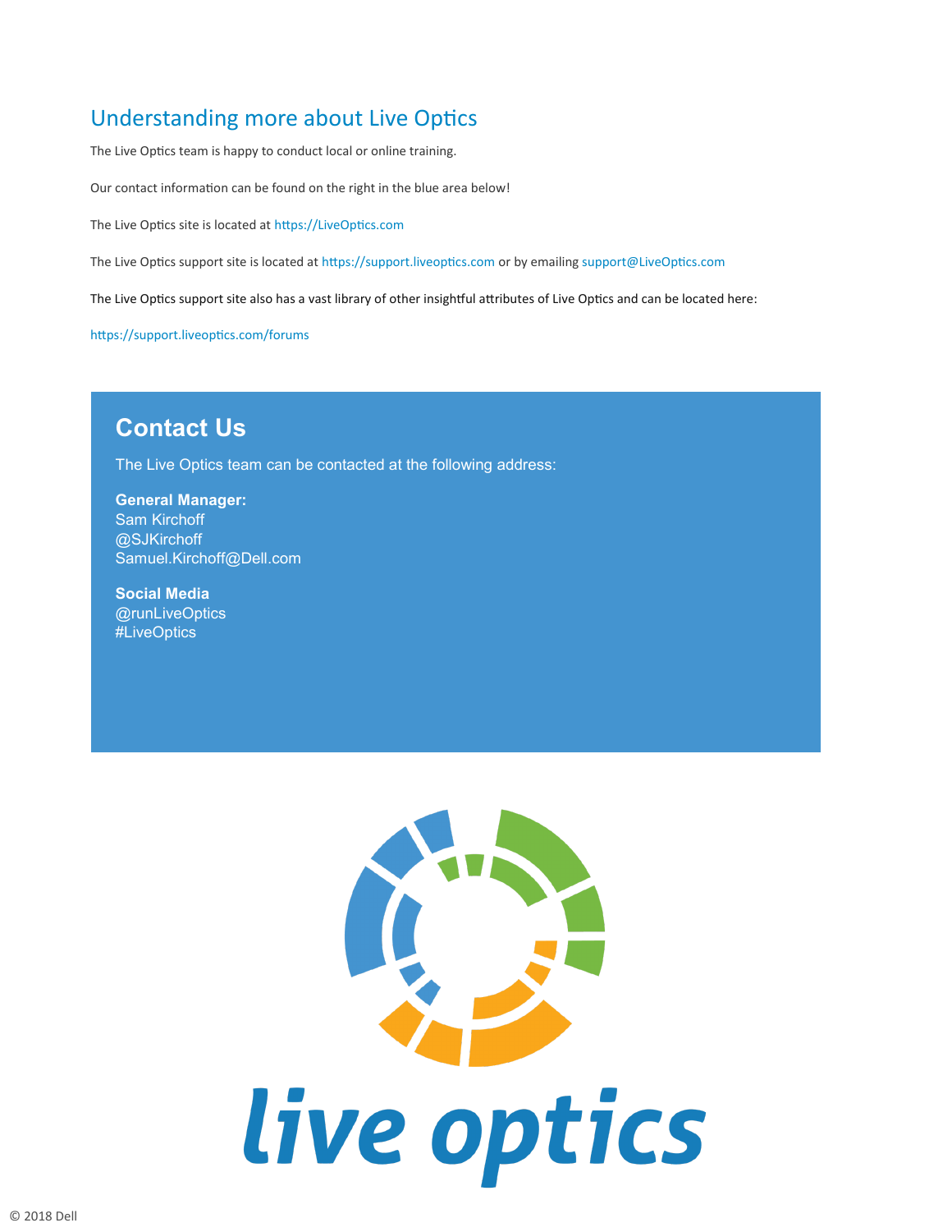## Understanding more about Live Optics

The Live Optics team is happy to conduct local or online training.

Our contact information can be found on the right in the blue area below!

The Live Optics site is located at https://LiveOptics.com

The Live Optics support site is located at https://support.liveoptics.com or by emailing support@LiveOptics.com

The Live Optics support site also has a vast library of other insightful attributes of Live Optics and can be located here:

https://support.liveoptics.com/forums

## Contact Us

The Live Optics team can be contacted at the following address:

**General Manager:**
Sam Kirchoff
@SJKirchoff
Samuel.Kirchoff@Dell.com

**Social Media**
@runLiveOptics
#LiveOptics

live optics

© 2018 Dell